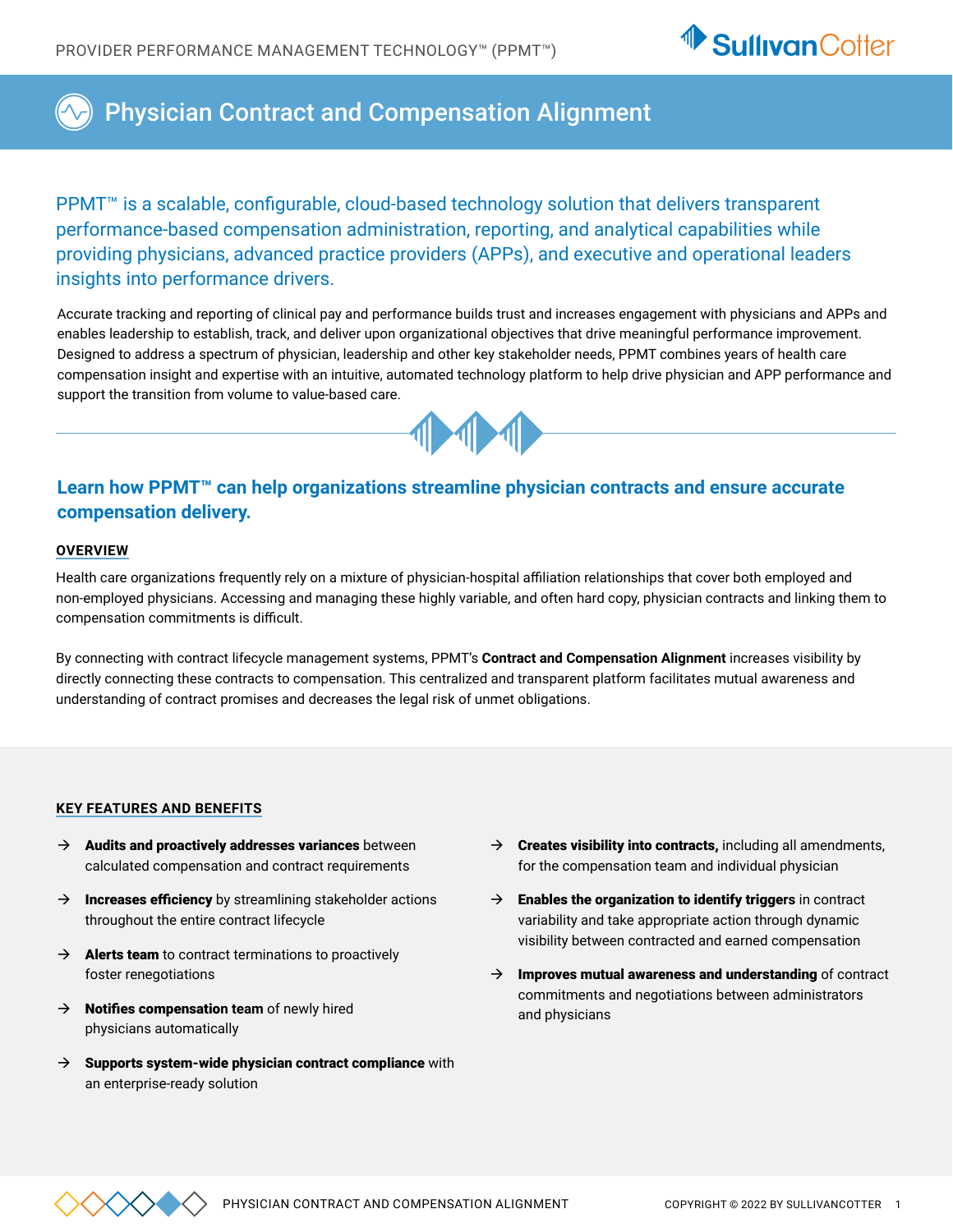# Physician Contract and Compensation Alignment

PPMT™ is a scalable, configurable, cloud-based technology solution that delivers transparent performance-based compensation administration, reporting, and analytical capabilities while providing physicians, advanced practice providers (APPs), and executive and operational leaders insights into performance drivers.

Accurate tracking and reporting of clinical pay and performance builds trust and increases engagement with physicians and APPs and enables leadership to establish, track, and deliver upon organizational objectives that drive meaningful performance improvement. Designed to address a spectrum of physician, leadership and other key stakeholder needs, PPMT combines years of health care compensation insight and expertise with an intuitive, automated technology platform to help drive physician and APP performance and support the transition from volume to value-based care.

## Learn how PPMT™ can help organizations streamline physician contracts and ensure accurate compensation delivery.

### OVERVIEW

Health care organizations frequently rely on a mixture of physician-hospital affiliation relationships that cover both employed and non-employed physicians. Accessing and managing these highly variable, and often hard copy, physician contracts and linking them to compensation commitments is difficult.

By connecting with contract lifecycle management systems, PPMT's **Contract and Compensation Alignment** increases visibility by directly connecting these contracts to compensation. This centralized and transparent platform facilitates mutual awareness and understanding of contract promises and decreases the legal risk of unmet obligations.

### KEY FEATURES AND BENEFITS

- **Audits and proactively addresses variances** between calculated compensation and contract requirements
- **Increases efficiency** by streamlining stakeholder actions throughout the entire contract lifecycle
- **Alerts team** to contract terminations to proactively foster renegotiations
- **Notifies compensation team** of newly hired physicians automatically
- **Supports system-wide physician contract compliance** with an enterprise-ready solution
- **Creates visibility into contracts,** including all amendments, for the compensation team and individual physician
- **Enables the organization to identify triggers** in contract variability and take appropriate action through dynamic visibility between contracted and earned compensation
- **Improves mutual awareness and understanding** of contract commitments and negotiations between administrators and physicians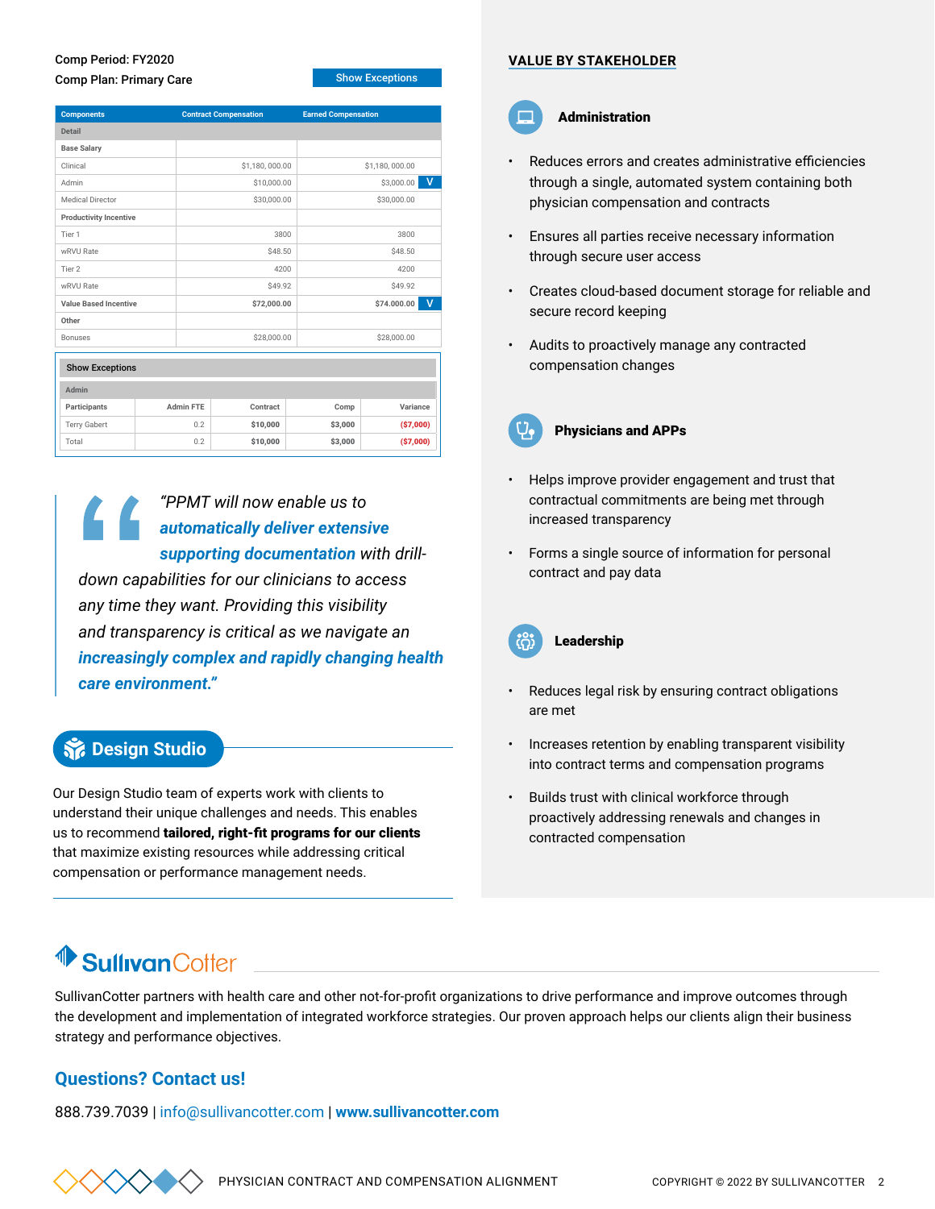Comp Period: FY2020

Comp Plan: Primary Care

Show Exceptions

| Components | Contract Compensation | Earned Compensation |
|---|---|---|
| Detail | | |
| **Base Salary** | | |
| Clinical | $1,180, 000.00 | $1,180, 000.00 |
| Admin | $10,000.00 | $3,000.00 V |
| Medical Director | $30,000.00 | $30,000.00 |
| **Productivity Incentive** | | |
| Tier 1 | 3800 | 3800 |
| wRVU Rate | $48.50 | $48.50 |
| Tier 2 | 4200 | 4200 |
| wRVU Rate | $49.92 | $49.92 |
| **Value Based Incentive** | **$72,000.00** | **$74.000.00** V |
| **Other** | | |
| Bonuses | $28,000.00 | $28,000.00 |

Show Exceptions

Admin

| Participants | Admin FTE | Contract | Comp | Variance |
|---|---|---|---|---|
| Terry Gabert | 0.2 | **$10,000** | **$3,000** | **($7,000)** |
| Total | 0.2 | **$10,000** | **$3,000** | **($7,000)** |

> *"PPMT will now enable us to **automatically deliver extensive supporting documentation** with drill-down capabilities for our clinicians to access any time they want. Providing this visibility and transparency is critical as we navigate an **increasingly complex and rapidly changing health care environment."***

## Design Studio

Our Design Studio team of experts work with clients to understand their unique challenges and needs. This enables us to recommend **tailored, right-fit programs for our clients** that maximize existing resources while addressing critical compensation or performance management needs.

## VALUE BY STAKEHOLDER

### Administration

- Reduces errors and creates administrative efficiencies through a single, automated system containing both physician compensation and contracts
- Ensures all parties receive necessary information through secure user access
- Creates cloud-based document storage for reliable and secure record keeping
- Audits to proactively manage any contracted compensation changes

### Physicians and APPs

- Helps improve provider engagement and trust that contractual commitments are being met through increased transparency
- Forms a single source of information for personal contract and pay data

### Leadership

- Reduces legal risk by ensuring contract obligations are met
- Increases retention by enabling transparent visibility into contract terms and compensation programs
- Builds trust with clinical workforce through proactively addressing renewals and changes in contracted compensation

SullivanCotter

SullivanCotter partners with health care and other not-for-profit organizations to drive performance and improve outcomes through the development and implementation of integrated workforce strategies. Our proven approach helps our clients align their business strategy and performance objectives.

## Questions? Contact us!

888.739.7039 | info@sullivancotter.com | **www.sullivancotter.com**

PHYSICIAN CONTRACT AND COMPENSATION ALIGNMENT

COPYRIGHT © 2022 BY SULLIVANCOTTER